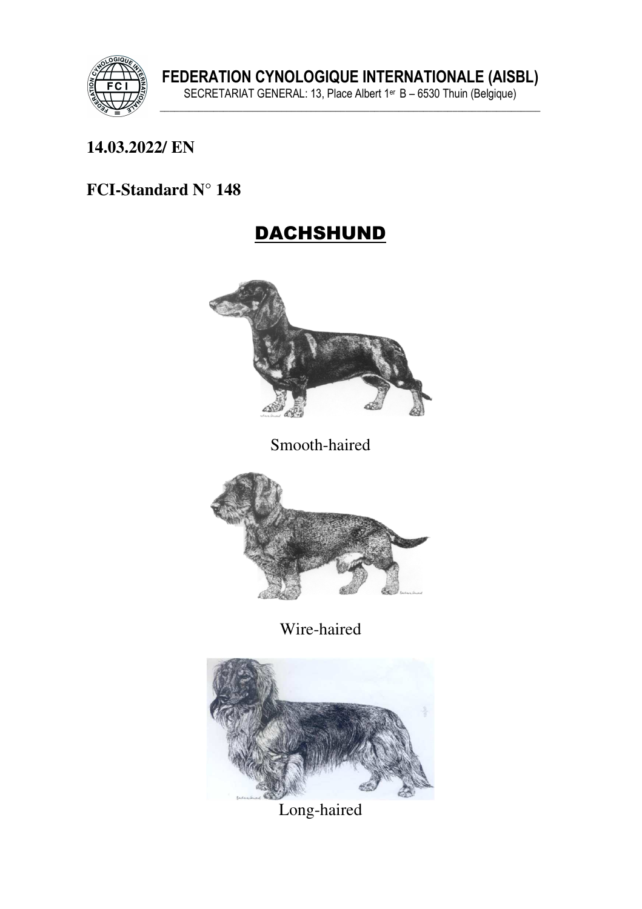**FEDERATION CYNOLOGIQUE INTERNATIONALE (AISBL)**

SECRETARIAT GENERAL: 13, Place Albert 1er B – 6530 Thuin (Belgique)

**14.03.2022/ EN**

**FCI-Standard N° 148**

# DACHSHUND

Smooth-haired

Wire-haired

Long-haired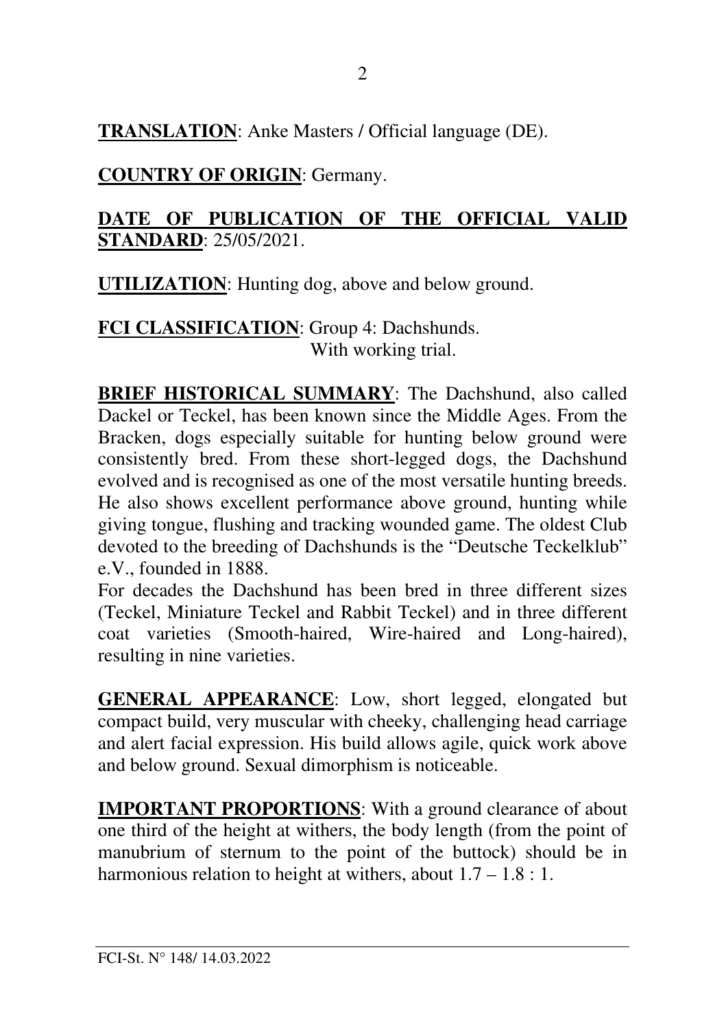**TRANSLATION**: Anke Masters / Official language (DE).

**COUNTRY OF ORIGIN**: Germany.

**DATE OF PUBLICATION OF THE OFFICIAL VALID STANDARD**: 25/05/2021.

**UTILIZATION**: Hunting dog, above and below ground.

**FCI CLASSIFICATION**: Group 4: Dachshunds.
With working trial.

**BRIEF HISTORICAL SUMMARY**: The Dachshund, also called Dackel or Teckel, has been known since the Middle Ages. From the Bracken, dogs especially suitable for hunting below ground were consistently bred. From these short-legged dogs, the Dachshund evolved and is recognised as one of the most versatile hunting breeds. He also shows excellent performance above ground, hunting while giving tongue, flushing and tracking wounded game. The oldest Club devoted to the breeding of Dachshunds is the "Deutsche Teckelklub" e.V., founded in 1888.
For decades the Dachshund has been bred in three different sizes (Teckel, Miniature Teckel and Rabbit Teckel) and in three different coat varieties (Smooth-haired, Wire-haired and Long-haired), resulting in nine varieties.

**GENERAL APPEARANCE**: Low, short legged, elongated but compact build, very muscular with cheeky, challenging head carriage and alert facial expression. His build allows agile, quick work above and below ground. Sexual dimorphism is noticeable.

**IMPORTANT PROPORTIONS**: With a ground clearance of about one third of the height at withers, the body length (from the point of manubrium of sternum to the point of the buttock) should be in harmonious relation to height at withers, about 1.7 – 1.8 : 1.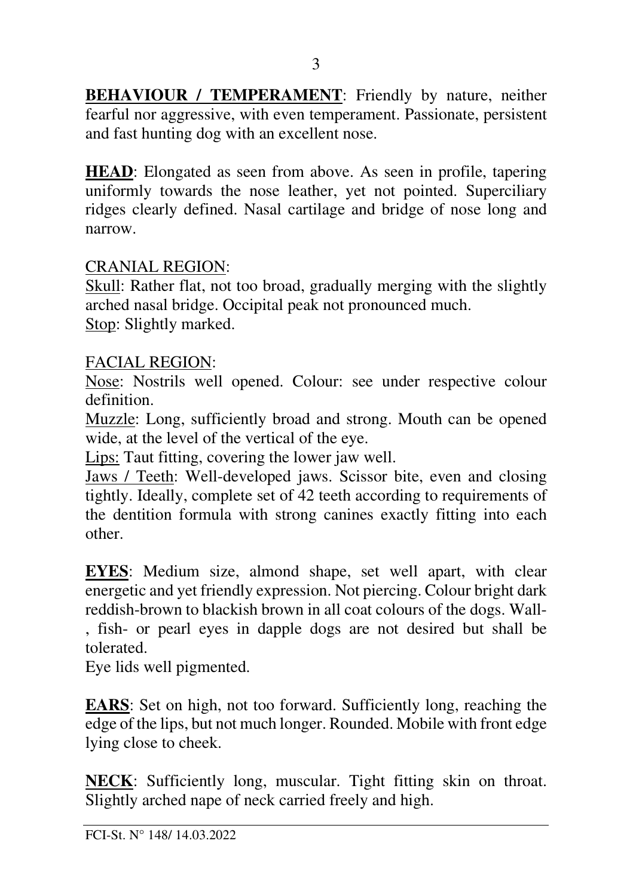**BEHAVIOUR / TEMPERAMENT**: Friendly by nature, neither fearful nor aggressive, with even temperament. Passionate, persistent and fast hunting dog with an excellent nose.

**HEAD**: Elongated as seen from above. As seen in profile, tapering uniformly towards the nose leather, yet not pointed. Superciliary ridges clearly defined. Nasal cartilage and bridge of nose long and narrow.

CRANIAL REGION:
Skull: Rather flat, not too broad, gradually merging with the slightly arched nasal bridge. Occipital peak not pronounced much.
Stop: Slightly marked.

FACIAL REGION:
Nose: Nostrils well opened. Colour: see under respective colour definition.
Muzzle: Long, sufficiently broad and strong. Mouth can be opened wide, at the level of the vertical of the eye.
Lips: Taut fitting, covering the lower jaw well.
Jaws / Teeth: Well-developed jaws. Scissor bite, even and closing tightly. Ideally, complete set of 42 teeth according to requirements of the dentition formula with strong canines exactly fitting into each other.

**EYES**: Medium size, almond shape, set well apart, with clear energetic and yet friendly expression. Not piercing. Colour bright dark reddish-brown to blackish brown in all coat colours of the dogs. Wall-, fish- or pearl eyes in dapple dogs are not desired but shall be tolerated.
Eye lids well pigmented.

**EARS**: Set on high, not too forward. Sufficiently long, reaching the edge of the lips, but not much longer. Rounded. Mobile with front edge lying close to cheek.

**NECK**: Sufficiently long, muscular. Tight fitting skin on throat. Slightly arched nape of neck carried freely and high.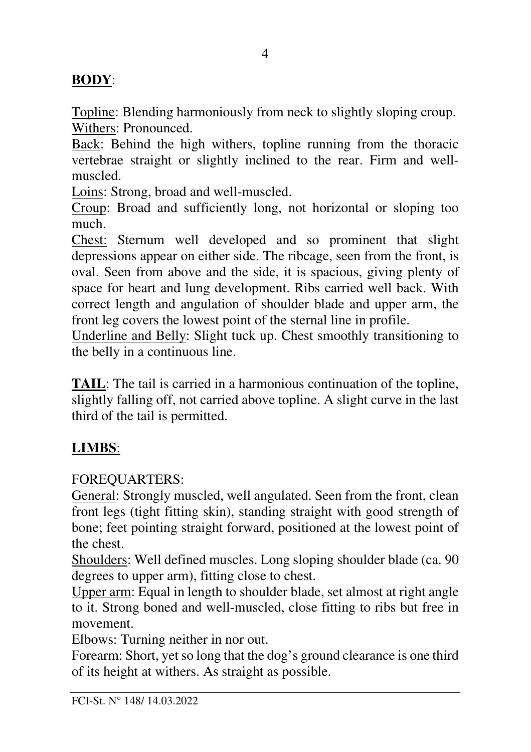**BODY**:

Topline: Blending harmoniously from neck to slightly sloping croup.
Withers: Pronounced.
Back: Behind the high withers, topline running from the thoracic vertebrae straight or slightly inclined to the rear. Firm and well-muscled.
Loins: Strong, broad and well-muscled.
Croup: Broad and sufficiently long, not horizontal or sloping too much.
Chest: Sternum well developed and so prominent that slight depressions appear on either side. The ribcage, seen from the front, is oval. Seen from above and the side, it is spacious, giving plenty of space for heart and lung development. Ribs carried well back. With correct length and angulation of shoulder blade and upper arm, the front leg covers the lowest point of the sternal line in profile.
Underline and Belly: Slight tuck up. Chest smoothly transitioning to the belly in a continuous line.

**TAIL**: The tail is carried in a harmonious continuation of the topline, slightly falling off, not carried above topline. A slight curve in the last third of the tail is permitted.

**LIMBS**:

FOREQUARTERS:
General: Strongly muscled, well angulated. Seen from the front, clean front legs (tight fitting skin), standing straight with good strength of bone; feet pointing straight forward, positioned at the lowest point of the chest.
Shoulders: Well defined muscles. Long sloping shoulder blade (ca. 90 degrees to upper arm), fitting close to chest.
Upper arm: Equal in length to shoulder blade, set almost at right angle to it. Strong boned and well-muscled, close fitting to ribs but free in movement.
Elbows: Turning neither in nor out.
Forearm: Short, yet so long that the dog's ground clearance is one third of its height at withers. As straight as possible.

FCI-St. N° 148/ 14.03.2022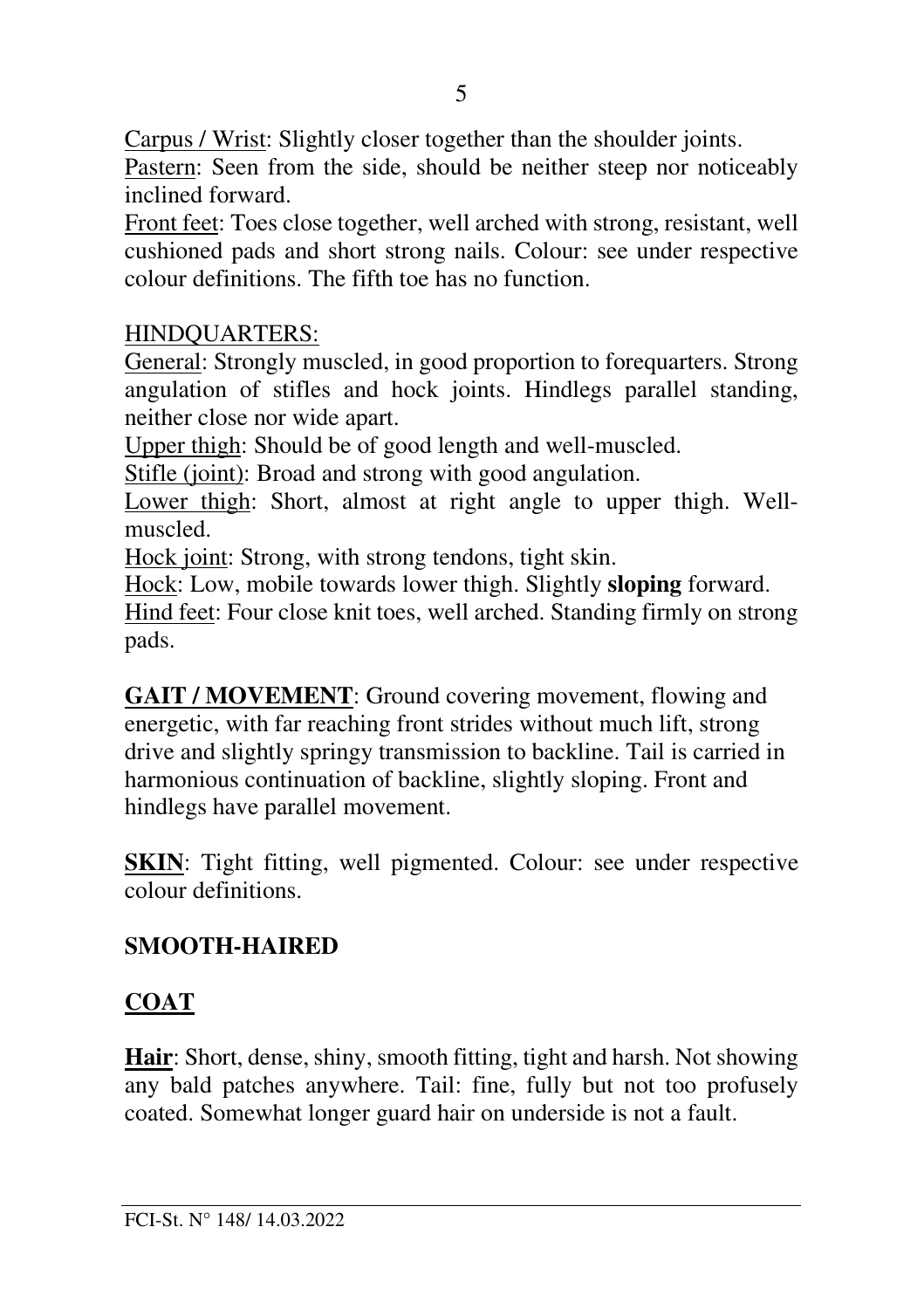<u>Carpus / Wrist</u>: Slightly closer together than the shoulder joints.
<u>Pastern</u>: Seen from the side, should be neither steep nor noticeably inclined forward.
<u>Front feet</u>: Toes close together, well arched with strong, resistant, well cushioned pads and short strong nails. Colour: see under respective colour definitions. The fifth toe has no function.

<u>HINDQUARTERS</u>:
<u>General</u>: Strongly muscled, in good proportion to forequarters. Strong angulation of stifles and hock joints. Hindlegs parallel standing, neither close nor wide apart.
<u>Upper thigh</u>: Should be of good length and well-muscled.
<u>Stifle (joint)</u>: Broad and strong with good angulation.
<u>Lower thigh</u>: Short, almost at right angle to upper thigh. Well-muscled.
<u>Hock joint</u>: Strong, with strong tendons, tight skin.
<u>Hock</u>: Low, mobile towards lower thigh. Slightly **sloping** forward.
<u>Hind feet</u>: Four close knit toes, well arched. Standing firmly on strong pads.

**<u>GAIT / MOVEMENT</u>**: Ground covering movement, flowing and energetic, with far reaching front strides without much lift, strong drive and slightly springy transmission to backline. Tail is carried in harmonious continuation of backline, slightly sloping. Front and hindlegs have parallel movement.

**<u>SKIN</u>**: Tight fitting, well pigmented. Colour: see under respective colour definitions.

## SMOOTH-HAIRED

## <u>COAT</u>

**<u>Hair</u>**: Short, dense, shiny, smooth fitting, tight and harsh. Not showing any bald patches anywhere. Tail: fine, fully but not too profusely coated. Somewhat longer guard hair on underside is not a fault.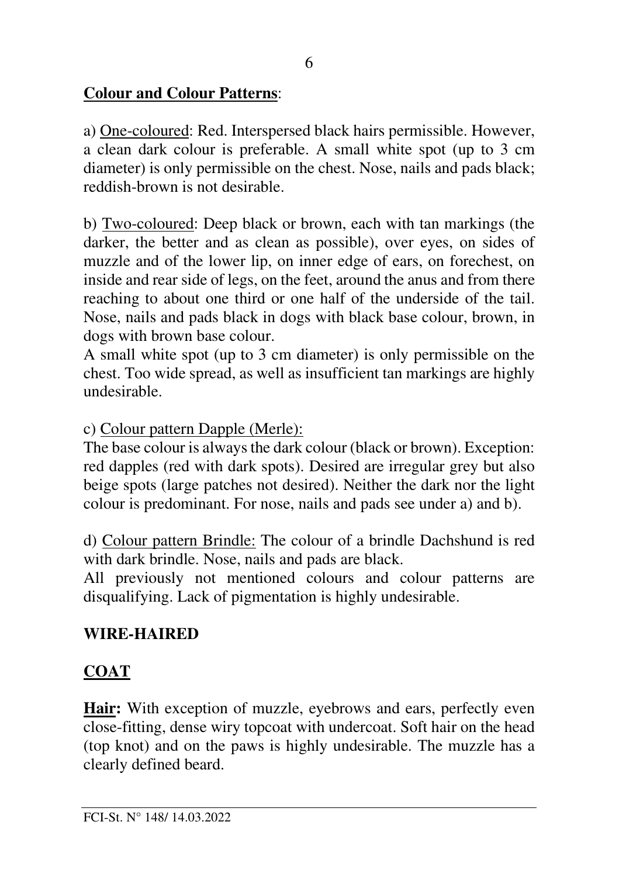**Colour and Colour Patterns**:

a) One-coloured: Red. Interspersed black hairs permissible. However, a clean dark colour is preferable. A small white spot (up to 3 cm diameter) is only permissible on the chest. Nose, nails and pads black; reddish-brown is not desirable.

b) Two-coloured: Deep black or brown, each with tan markings (the darker, the better and as clean as possible), over eyes, on sides of muzzle and of the lower lip, on inner edge of ears, on forechest, on inside and rear side of legs, on the feet, around the anus and from there reaching to about one third or one half of the underside of the tail. Nose, nails and pads black in dogs with black base colour, brown, in dogs with brown base colour.
A small white spot (up to 3 cm diameter) is only permissible on the chest. Too wide spread, as well as insufficient tan markings are highly undesirable.

c) Colour pattern Dapple (Merle):
The base colour is always the dark colour (black or brown). Exception: red dapples (red with dark spots). Desired are irregular grey but also beige spots (large patches not desired). Neither the dark nor the light colour is predominant. For nose, nails and pads see under a) and b).

d) Colour pattern Brindle: The colour of a brindle Dachshund is red with dark brindle. Nose, nails and pads are black.
All previously not mentioned colours and colour patterns are disqualifying. Lack of pigmentation is highly undesirable.

## WIRE-HAIRED

## COAT

**Hair:** With exception of muzzle, eyebrows and ears, perfectly even close-fitting, dense wiry topcoat with undercoat. Soft hair on the head (top knot) and on the paws is highly undesirable. The muzzle has a clearly defined beard.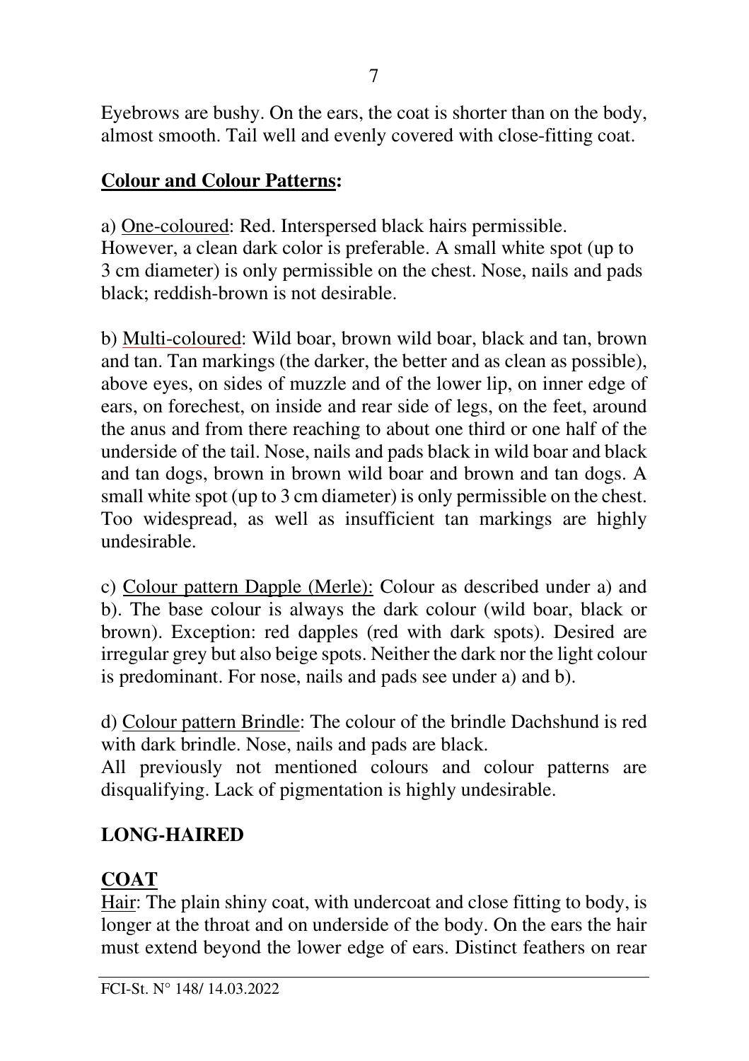Eyebrows are bushy. On the ears, the coat is shorter than on the body, almost smooth. Tail well and evenly covered with close-fitting coat.

**Colour and Colour Patterns:**

a) One-coloured: Red. Interspersed black hairs permissible. However, a clean dark color is preferable. A small white spot (up to 3 cm diameter) is only permissible on the chest. Nose, nails and pads black; reddish-brown is not desirable.

b) Multi-coloured: Wild boar, brown wild boar, black and tan, brown and tan. Tan markings (the darker, the better and as clean as possible), above eyes, on sides of muzzle and of the lower lip, on inner edge of ears, on forechest, on inside and rear side of legs, on the feet, around the anus and from there reaching to about one third or one half of the underside of the tail. Nose, nails and pads black in wild boar and black and tan dogs, brown in brown wild boar and brown and tan dogs. A small white spot (up to 3 cm diameter) is only permissible on the chest. Too widespread, as well as insufficient tan markings are highly undesirable.

c) Colour pattern Dapple (Merle): Colour as described under a) and b). The base colour is always the dark colour (wild boar, black or brown). Exception: red dapples (red with dark spots). Desired are irregular grey but also beige spots. Neither the dark nor the light colour is predominant. For nose, nails and pads see under a) and b).

d) Colour pattern Brindle: The colour of the brindle Dachshund is red with dark brindle. Nose, nails and pads are black.
All previously not mentioned colours and colour patterns are disqualifying. Lack of pigmentation is highly undesirable.

## LONG-HAIRED

## COAT

Hair: The plain shiny coat, with undercoat and close fitting to body, is longer at the throat and on underside of the body. On the ears the hair must extend beyond the lower edge of ears. Distinct feathers on rear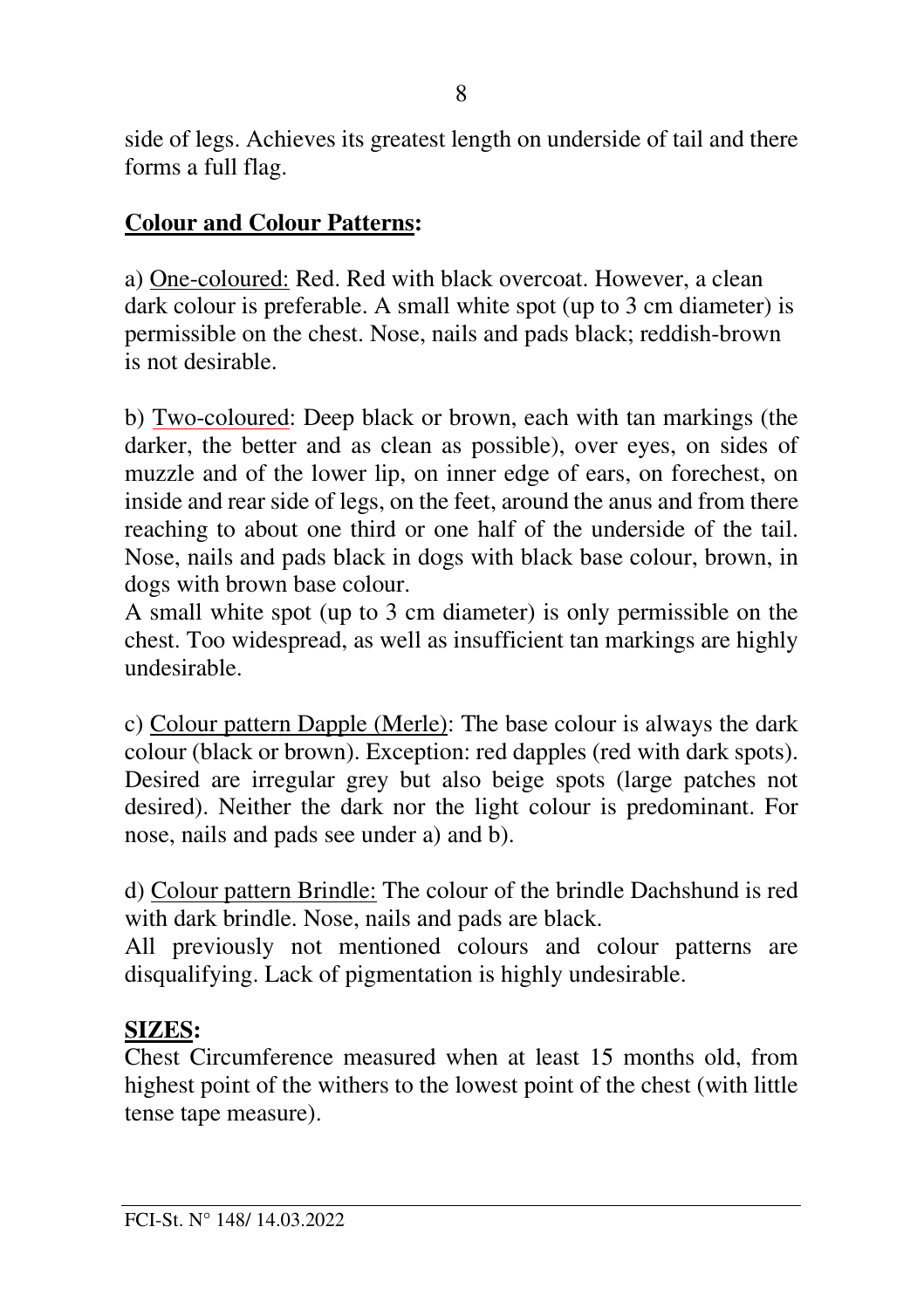side of legs. Achieves its greatest length on underside of tail and there forms a full flag.

**Colour and Colour Patterns:**

a) One-coloured: Red. Red with black overcoat. However, a clean dark colour is preferable. A small white spot (up to 3 cm diameter) is permissible on the chest. Nose, nails and pads black; reddish-brown is not desirable.

b) Two-coloured: Deep black or brown, each with tan markings (the darker, the better and as clean as possible), over eyes, on sides of muzzle and of the lower lip, on inner edge of ears, on forechest, on inside and rear side of legs, on the feet, around the anus and from there reaching to about one third or one half of the underside of the tail. Nose, nails and pads black in dogs with black base colour, brown, in dogs with brown base colour.
A small white spot (up to 3 cm diameter) is only permissible on the chest. Too widespread, as well as insufficient tan markings are highly undesirable.

c) Colour pattern Dapple (Merle): The base colour is always the dark colour (black or brown). Exception: red dapples (red with dark spots). Desired are irregular grey but also beige spots (large patches not desired). Neither the dark nor the light colour is predominant. For nose, nails and pads see under a) and b).

d) Colour pattern Brindle: The colour of the brindle Dachshund is red with dark brindle. Nose, nails and pads are black.
All previously not mentioned colours and colour patterns are disqualifying. Lack of pigmentation is highly undesirable.

**SIZES:**
Chest Circumference measured when at least 15 months old, from highest point of the withers to the lowest point of the chest (with little tense tape measure).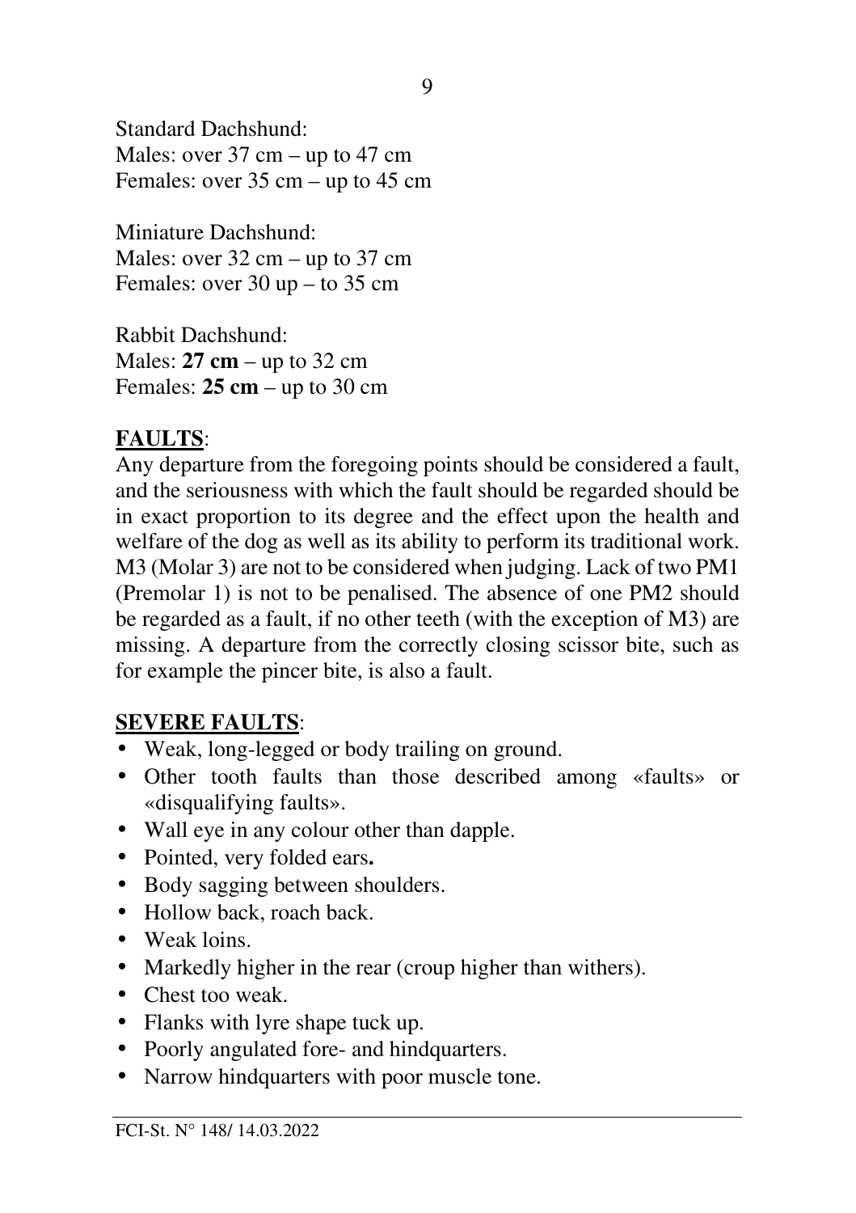Standard Dachshund:
Males: over 37 cm – up to 47 cm
Females: over 35 cm – up to 45 cm

Miniature Dachshund:
Males: over 32 cm – up to 37 cm
Females: over 30 up – to 35 cm

Rabbit Dachshund:
Males: **27 cm** – up to 32 cm
Females: **25 cm** – up to 30 cm

**FAULTS**:

Any departure from the foregoing points should be considered a fault, and the seriousness with which the fault should be regarded should be in exact proportion to its degree and the effect upon the health and welfare of the dog as well as its ability to perform its traditional work. M3 (Molar 3) are not to be considered when judging. Lack of two PM1 (Premolar 1) is not to be penalised. The absence of one PM2 should be regarded as a fault, if no other teeth (with the exception of M3) are missing. A departure from the correctly closing scissor bite, such as for example the pincer bite, is also a fault.

**SEVERE FAULTS**:

- Weak, long-legged or body trailing on ground.
- Other tooth faults than those described among «faults» or «disqualifying faults».
- Wall eye in any colour other than dapple.
- Pointed, very folded ears**.**
- Body sagging between shoulders.
- Hollow back, roach back.
- Weak loins.
- Markedly higher in the rear (croup higher than withers).
- Chest too weak.
- Flanks with lyre shape tuck up.
- Poorly angulated fore- and hindquarters.
- Narrow hindquarters with poor muscle tone.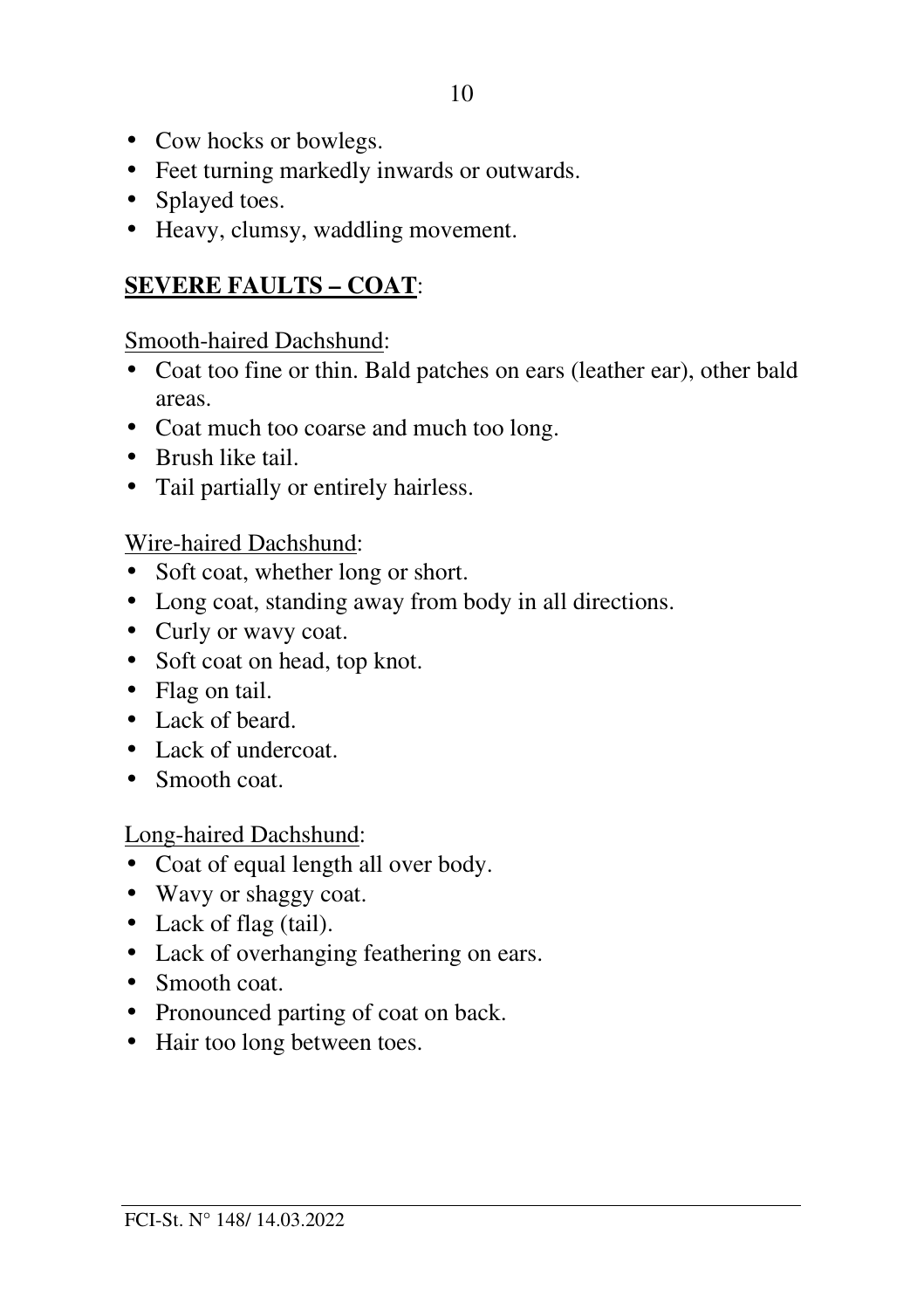- Cow hocks or bowlegs.
- Feet turning markedly inwards or outwards.
- Splayed toes.
- Heavy, clumsy, waddling movement.

## SEVERE FAULTS – COAT:

Smooth-haired Dachshund:

- Coat too fine or thin. Bald patches on ears (leather ear), other bald areas.
- Coat much too coarse and much too long.
- Brush like tail.
- Tail partially or entirely hairless.

Wire-haired Dachshund:

- Soft coat, whether long or short.
- Long coat, standing away from body in all directions.
- Curly or wavy coat.
- Soft coat on head, top knot.
- Flag on tail.
- Lack of beard.
- Lack of undercoat.
- Smooth coat.

Long-haired Dachshund:

- Coat of equal length all over body.
- Wavy or shaggy coat.
- Lack of flag (tail).
- Lack of overhanging feathering on ears.
- Smooth coat.
- Pronounced parting of coat on back.
- Hair too long between toes.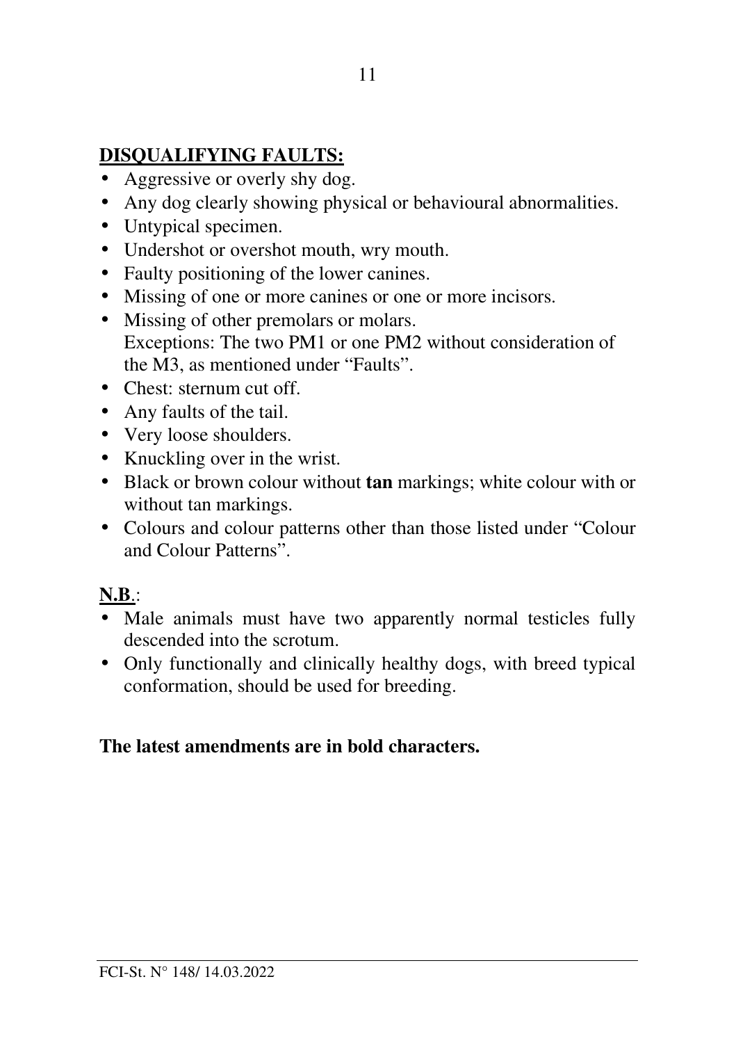## DISQUALIFYING FAULTS:

- Aggressive or overly shy dog.
- Any dog clearly showing physical or behavioural abnormalities.
- Untypical specimen.
- Undershot or overshot mouth, wry mouth.
- Faulty positioning of the lower canines.
- Missing of one or more canines or one or more incisors.
- Missing of other premolars or molars.
  Exceptions: The two PM1 or one PM2 without consideration of the M3, as mentioned under "Faults".
- Chest: sternum cut off.
- Any faults of the tail.
- Very loose shoulders.
- Knuckling over in the wrist.
- Black or brown colour without **tan** markings; white colour with or without tan markings.
- Colours and colour patterns other than those listed under "Colour and Colour Patterns".

**N.B.**:

- Male animals must have two apparently normal testicles fully descended into the scrotum.
- Only functionally and clinically healthy dogs, with breed typical conformation, should be used for breeding.

**The latest amendments are in bold characters.**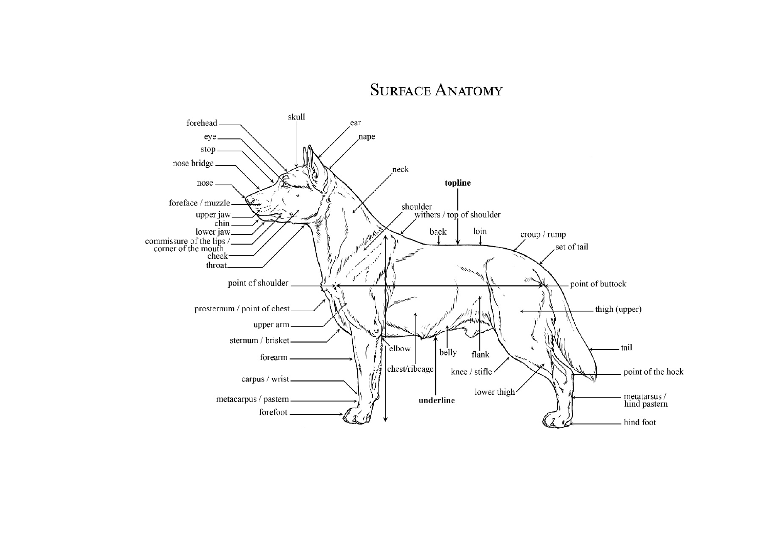# Surface Anatomy

forehead
eye
stop
nose bridge
nose
foreface / muzzle
upper jaw
chin
lower jaw
commissure of the lips / corner of the mouth
cheek
throat
skull
ear
nape
neck
topline
shoulder
withers / top of shoulder
back
loin
croup / rump
set of tail
point of shoulder
point of buttock
prosternum / point of chest
thigh (upper)
upper arm
sternum / brisket
tail
forearm
elbow
belly
flank
chest/ribcage
knee / stifle
point of the hock
carpus / wrist
lower thigh
metatarsus / hind pastern
metacarpus / pastern
underline
forefoot
hind foot